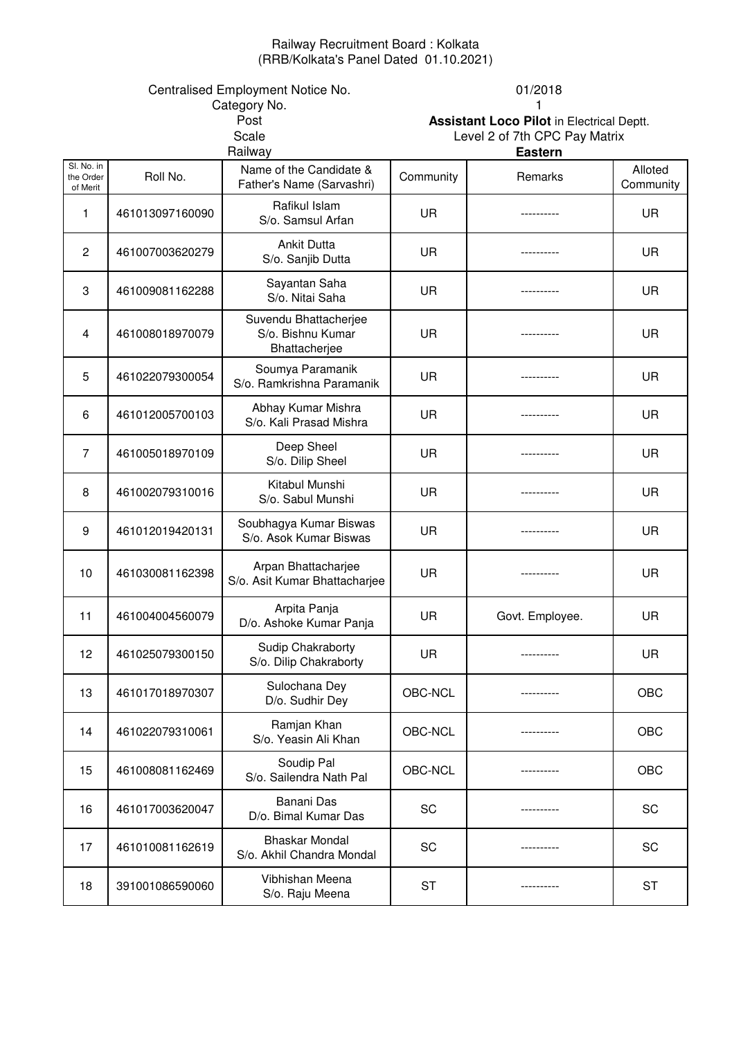Railway Recruitment Board : Kolkata
(RRB/Kolkata's Panel Dated 01.10.2021)

| | |
|---|---|
| Centralised Employment Notice No. | 01/2018 |
| Category No. | 1 |
| Post | **Assistant Loco Pilot** in Electrical Deptt. |
| Scale | Level 2 of 7th CPC Pay Matrix |
| Railway | **Eastern** |

| Sl. No. in the Order of Merit | Roll No. | Name of the Candidate & Father's Name (Sarvashri) | Community | Remarks | Alloted Community |
|---|---|---|---|---|---|
| 1 | 461013097160090 | Rafikul Islam S/o. Samsul Arfan | UR | ---------- | UR |
| 2 | 461007003620279 | Ankit Dutta S/o. Sanjib Dutta | UR | ---------- | UR |
| 3 | 461009081162288 | Sayantan Saha S/o. Nitai Saha | UR | ---------- | UR |
| 4 | 461008018970079 | Suvendu Bhattacherjee S/o. Bishnu Kumar Bhattacherjee | UR | ---------- | UR |
| 5 | 461022079300054 | Soumya Paramanik S/o. Ramkrishna Paramanik | UR | ---------- | UR |
| 6 | 461012005700103 | Abhay Kumar Mishra S/o. Kali Prasad Mishra | UR | ---------- | UR |
| 7 | 461005018970109 | Deep Sheel S/o. Dilip Sheel | UR | ---------- | UR |
| 8 | 461002079310016 | Kitabul Munshi S/o. Sabul Munshi | UR | ---------- | UR |
| 9 | 461012019420131 | Soubhagya Kumar Biswas S/o. Asok Kumar Biswas | UR | ---------- | UR |
| 10 | 461030081162398 | Arpan Bhattacharjee S/o. Asit Kumar Bhattacharjee | UR | ---------- | UR |
| 11 | 461004004560079 | Arpita Panja D/o. Ashoke Kumar Panja | UR | Govt. Employee. | UR |
| 12 | 461025079300150 | Sudip Chakraborty S/o. Dilip Chakraborty | UR | ---------- | UR |
| 13 | 461017018970307 | Sulochana Dey D/o. Sudhir Dey | OBC-NCL | ---------- | OBC |
| 14 | 461022079310061 | Ramjan Khan S/o. Yeasin Ali Khan | OBC-NCL | ---------- | OBC |
| 15 | 461008081162469 | Soudip Pal S/o. Sailendra Nath Pal | OBC-NCL | ---------- | OBC |
| 16 | 461017003620047 | Banani Das D/o. Bimal Kumar Das | SC | ---------- | SC |
| 17 | 461010081162619 | Bhaskar Mondal S/o. Akhil Chandra Mondal | SC | ---------- | SC |
| 18 | 391001086590060 | Vibhishan Meena S/o. Raju Meena | ST | ---------- | ST |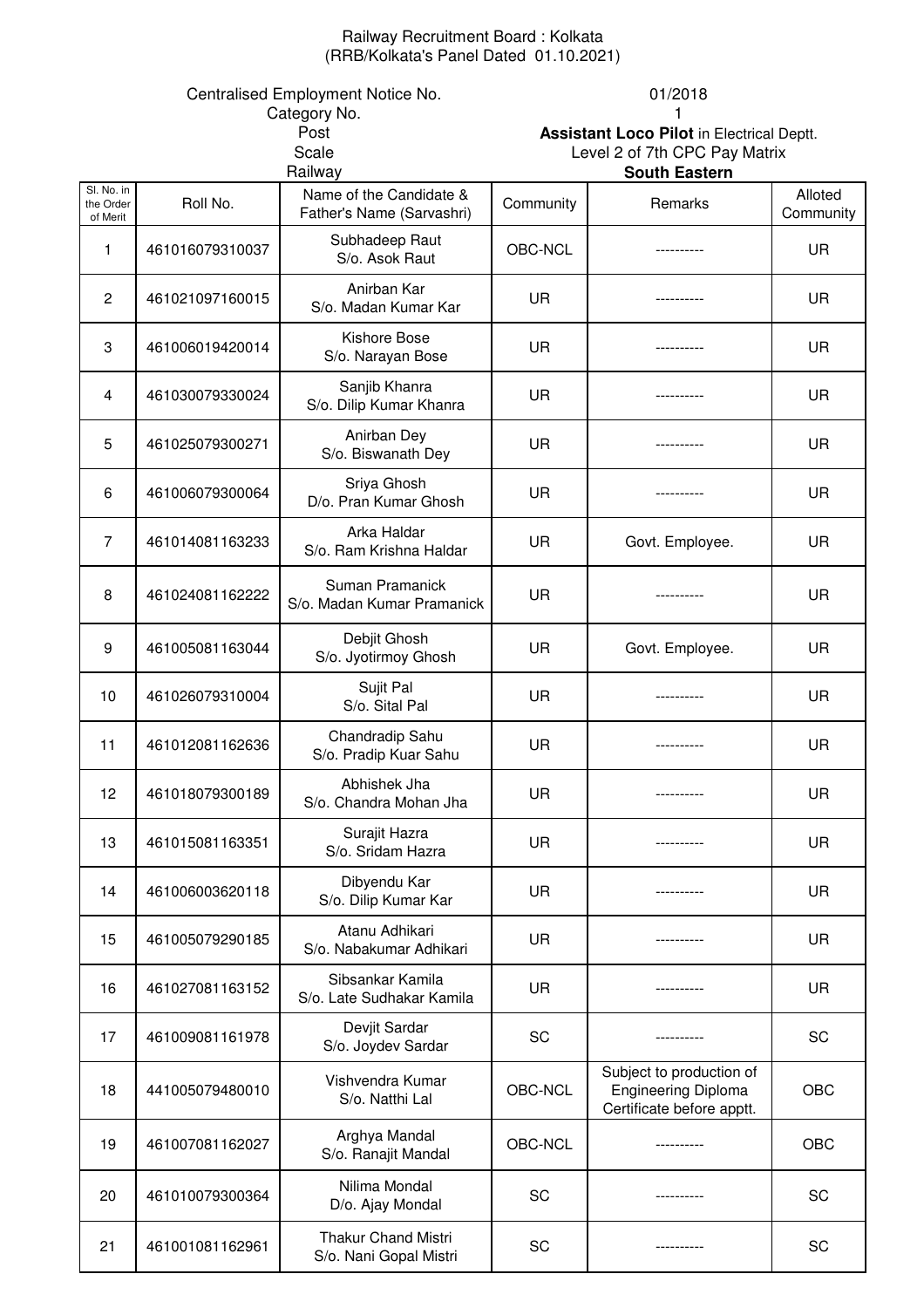Railway Recruitment Board : Kolkata
(RRB/Kolkata's Panel Dated 01.10.2021)

| | |
|---|---|
| Centralised Employment Notice No. | 01/2018 |
| Category No. | 1 |
| Post | **Assistant Loco Pilot** in Electrical Deptt. |
| Scale | Level 2 of 7th CPC Pay Matrix |
| Railway | **South Eastern** |

| Sl. No. in the Order of Merit | Roll No. | Name of the Candidate & Father's Name (Sarvashri) | Community | Remarks | Alloted Community |
|---|---|---|---|---|---|
| 1 | 461016079310037 | Subhadeep Raut S/o. Asok Raut | OBC-NCL | ---------- | UR |
| 2 | 461021097160015 | Anirban Kar S/o. Madan Kumar Kar | UR | ---------- | UR |
| 3 | 461006019420014 | Kishore Bose S/o. Narayan Bose | UR | ---------- | UR |
| 4 | 461030079330024 | Sanjib Khanra S/o. Dilip Kumar Khanra | UR | ---------- | UR |
| 5 | 461025079300271 | Anirban Dey S/o. Biswanath Dey | UR | ---------- | UR |
| 6 | 461006079300064 | Sriya Ghosh D/o. Pran Kumar Ghosh | UR | ---------- | UR |
| 7 | 461014081163233 | Arka Haldar S/o. Ram Krishna Haldar | UR | Govt. Employee. | UR |
| 8 | 461024081162222 | Suman Pramanick S/o. Madan Kumar Pramanick | UR | ---------- | UR |
| 9 | 461005081163044 | Debjit Ghosh S/o. Jyotirmoy Ghosh | UR | Govt. Employee. | UR |
| 10 | 461026079310004 | Sujit Pal S/o. Sital Pal | UR | ---------- | UR |
| 11 | 461012081162636 | Chandradip Sahu S/o. Pradip Kuar Sahu | UR | ---------- | UR |
| 12 | 461018079300189 | Abhishek Jha S/o. Chandra Mohan Jha | UR | ---------- | UR |
| 13 | 461015081163351 | Surajit Hazra S/o. Sridam Hazra | UR | ---------- | UR |
| 14 | 461006003620118 | Dibyendu Kar S/o. Dilip Kumar Kar | UR | ---------- | UR |
| 15 | 461005079290185 | Atanu Adhikari S/o. Nabakumar Adhikari | UR | ---------- | UR |
| 16 | 461027081163152 | Sibsankar Kamila S/o. Late Sudhakar Kamila | UR | ---------- | UR |
| 17 | 461009081161978 | Devjit Sardar S/o. Joydev Sardar | SC | ---------- | SC |
| 18 | 441005079480010 | Vishvendra Kumar S/o. Natthi Lal | OBC-NCL | Subject to production of Engineering Diploma Certificate before apptt. | OBC |
| 19 | 461007081162027 | Arghya Mandal S/o. Ranajit Mandal | OBC-NCL | ---------- | OBC |
| 20 | 461010079300364 | Nilima Mondal D/o. Ajay Mondal | SC | ---------- | SC |
| 21 | 461001081162961 | Thakur Chand Mistri S/o. Nani Gopal Mistri | SC | ---------- | SC |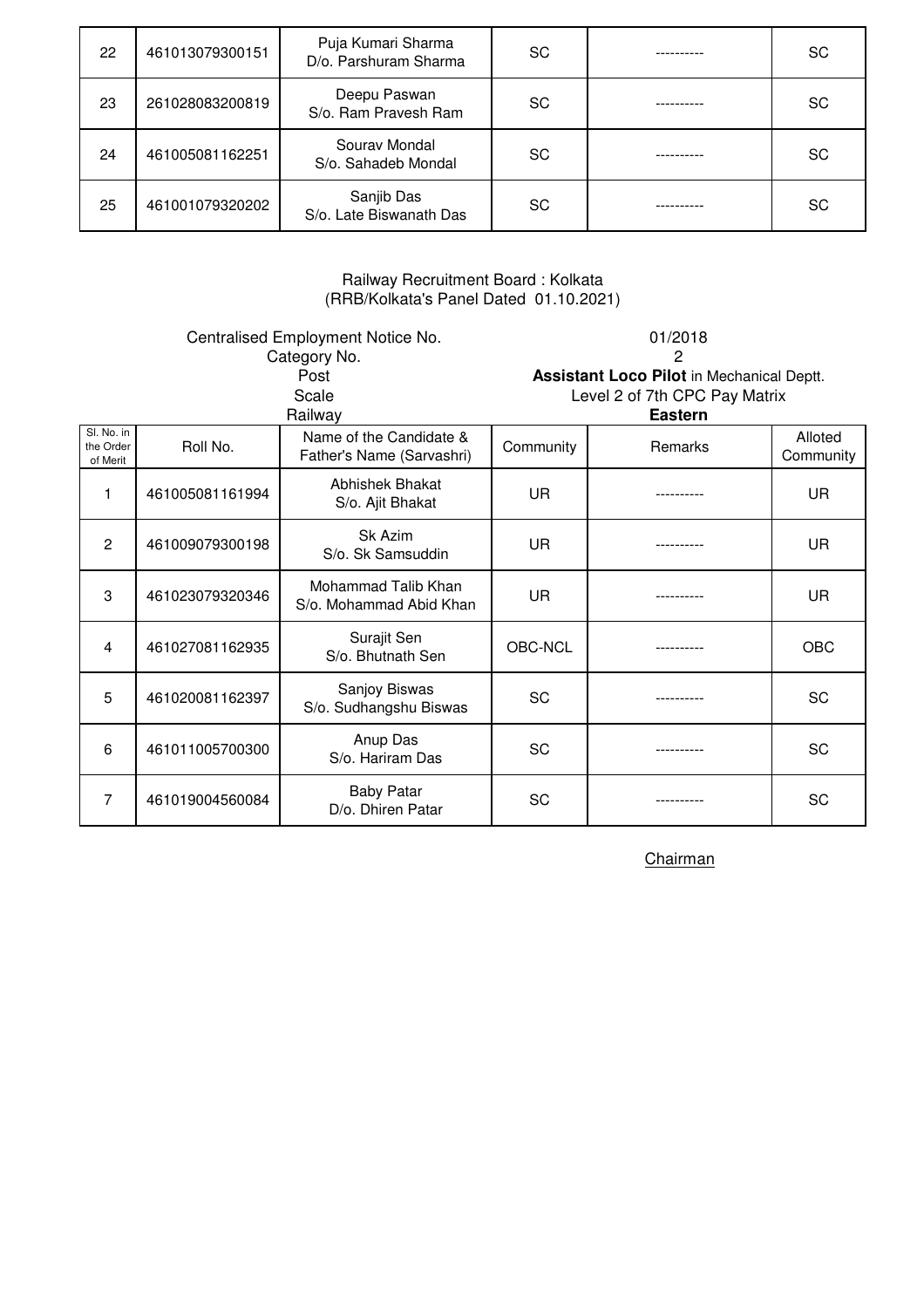| | | | | | |
|---|---|---|---|---|---|
| 22 | 461013079300151 | Puja Kumari Sharma<br>D/o. Parshuram Sharma | SC | ---------- | SC |
| 23 | 261028083200819 | Deepu Paswan<br>S/o. Ram Pravesh Ram | SC | ---------- | SC |
| 24 | 461005081162251 | Sourav Mondal<br>S/o. Sahadeb Mondal | SC | ---------- | SC |
| 25 | 461001079320202 | Sanjib Das<br>S/o. Late Biswanath Das | SC | ---------- | SC |

Railway Recruitment Board : Kolkata
(RRB/Kolkata's Panel Dated 01.10.2021)

| | |
|---|---|
| Centralised Employment Notice No. | 01/2018 |
| Category No. | 2 |
| Post | **Assistant Loco Pilot** in Mechanical Deptt. |
| Scale | Level 2 of 7th CPC Pay Matrix |
| Railway | **Eastern** |

| Sl. No. in the Order of Merit | Roll No. | Name of the Candidate & Father's Name (Sarvashri) | Community | Remarks | Alloted Community |
|---|---|---|---|---|---|
| 1 | 461005081161994 | Abhishek Bhakat<br>S/o. Ajit Bhakat | UR | ---------- | UR |
| 2 | 461009079300198 | Sk Azim<br>S/o. Sk Samsuddin | UR | ---------- | UR |
| 3 | 461023079320346 | Mohammad Talib Khan<br>S/o. Mohammad Abid Khan | UR | ---------- | UR |
| 4 | 461027081162935 | Surajit Sen<br>S/o. Bhutnath Sen | OBC-NCL | ---------- | OBC |
| 5 | 461020081162397 | Sanjoy Biswas<br>S/o. Sudhangshu Biswas | SC | ---------- | SC |
| 6 | 461011005700300 | Anup Das<br>S/o. Hariram Das | SC | ---------- | SC |
| 7 | 461019004560084 | Baby Patar<br>D/o. Dhiren Patar | SC | ---------- | SC |

Chairman